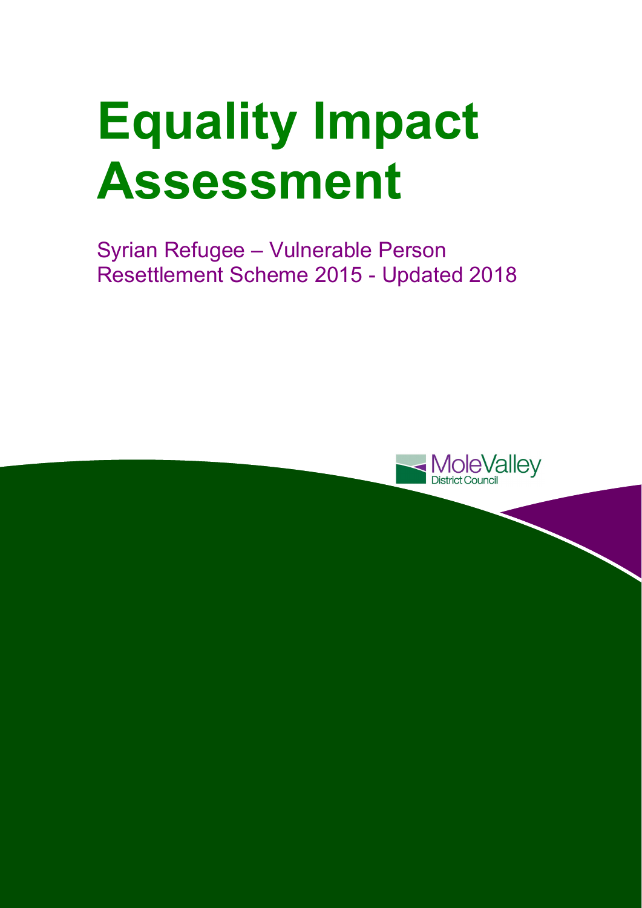# Equality Impact Assessment

Syrian Refugee – Vulnerable Person Resettlement Scheme 2015 - Updated 2018

MoleValley District Council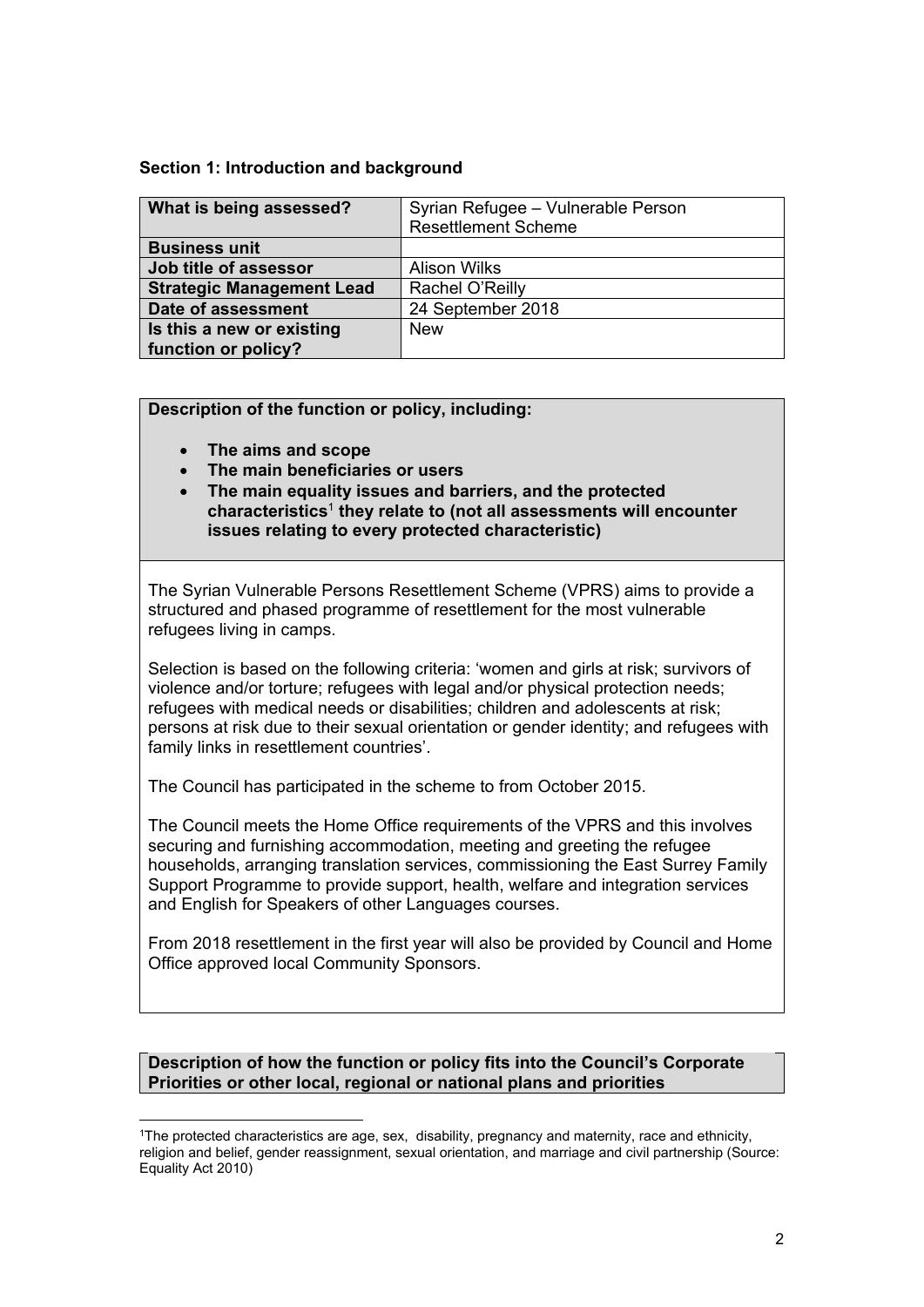**Section 1: Introduction and background**

| What is being assessed? | Syrian Refugee – Vulnerable Person Resettlement Scheme |
|---|---|
| **Business unit** | |
| **Job title of assessor** | Alison Wilks |
| **Strategic Management Lead** | Rachel O'Reilly |
| **Date of assessment** | 24 September 2018 |
| **Is this a new or existing function or policy?** | New |

**Description of the function or policy, including:**

- **The aims and scope**
- **The main beneficiaries or users**
- **The main equality issues and barriers, and the protected characteristics[1] they relate to (not all assessments will encounter issues relating to every protected characteristic)**

The Syrian Vulnerable Persons Resettlement Scheme (VPRS) aims to provide a structured and phased programme of resettlement for the most vulnerable refugees living in camps.

Selection is based on the following criteria: 'women and girls at risk; survivors of violence and/or torture; refugees with legal and/or physical protection needs; refugees with medical needs or disabilities; children and adolescents at risk; persons at risk due to their sexual orientation or gender identity; and refugees with family links in resettlement countries'.

The Council has participated in the scheme to from October 2015.

The Council meets the Home Office requirements of the VPRS and this involves securing and furnishing accommodation, meeting and greeting the refugee households, arranging translation services, commissioning the East Surrey Family Support Programme to provide support, health, welfare and integration services and English for Speakers of other Languages courses.

From 2018 resettlement in the first year will also be provided by Council and Home Office approved local Community Sponsors.

**Description of how the function or policy fits into the Council's Corporate Priorities or other local, regional or national plans and priorities**

[1]The protected characteristics are age, sex, disability, pregnancy and maternity, race and ethnicity, religion and belief, gender reassignment, sexual orientation, and marriage and civil partnership (Source: Equality Act 2010)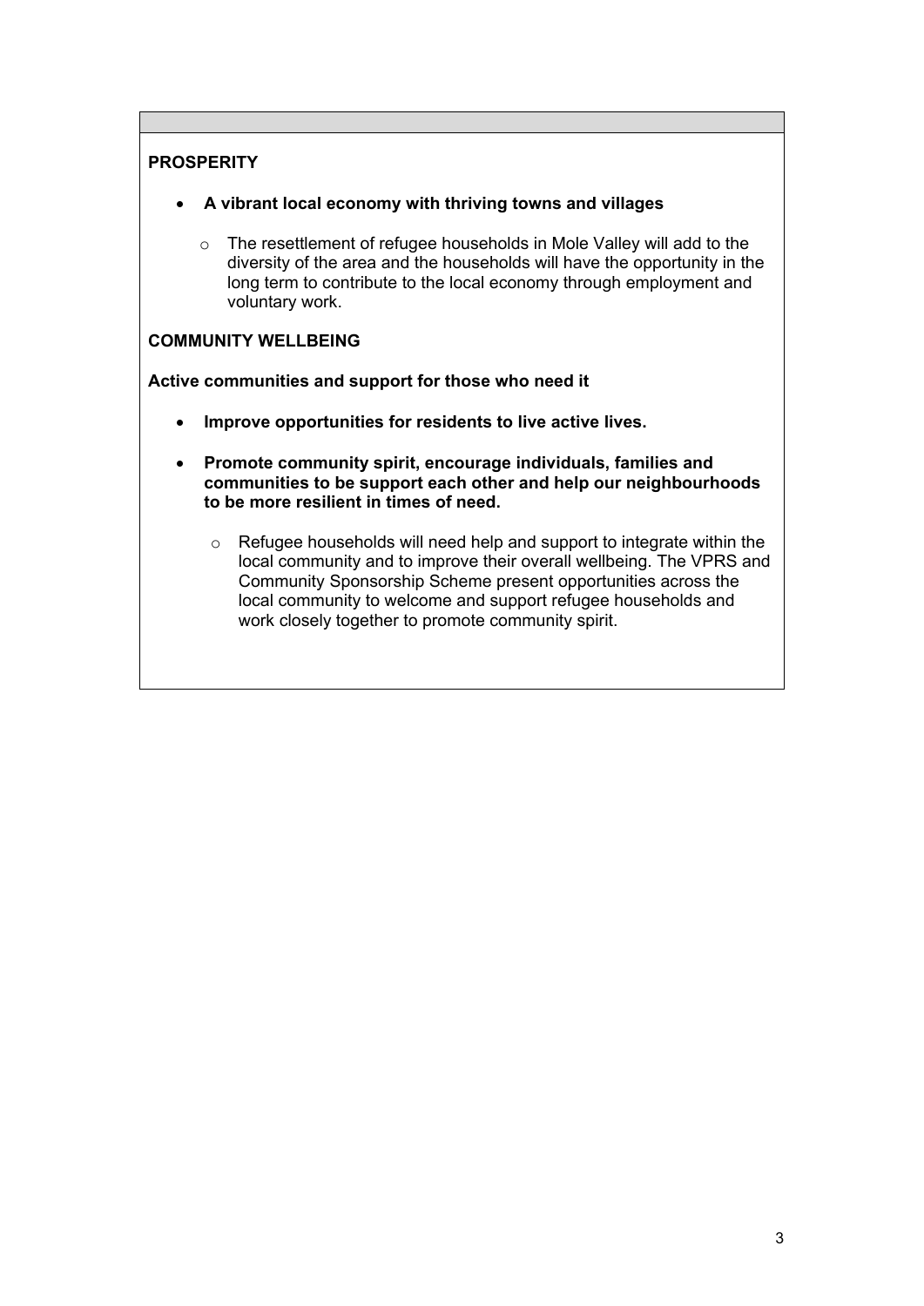**PROSPERITY**

- **A vibrant local economy with thriving towns and villages**
  - The resettlement of refugee households in Mole Valley will add to the diversity of the area and the households will have the opportunity in the long term to contribute to the local economy through employment and voluntary work.

**COMMUNITY WELLBEING**

**Active communities and support for those who need it**

- **Improve opportunities for residents to live active lives.**
- **Promote community spirit, encourage individuals, families and communities to be support each other and help our neighbourhoods to be more resilient in times of need.**
  - Refugee households will need help and support to integrate within the local community and to improve their overall wellbeing. The VPRS and Community Sponsorship Scheme present opportunities across the local community to welcome and support refugee households and work closely together to promote community spirit.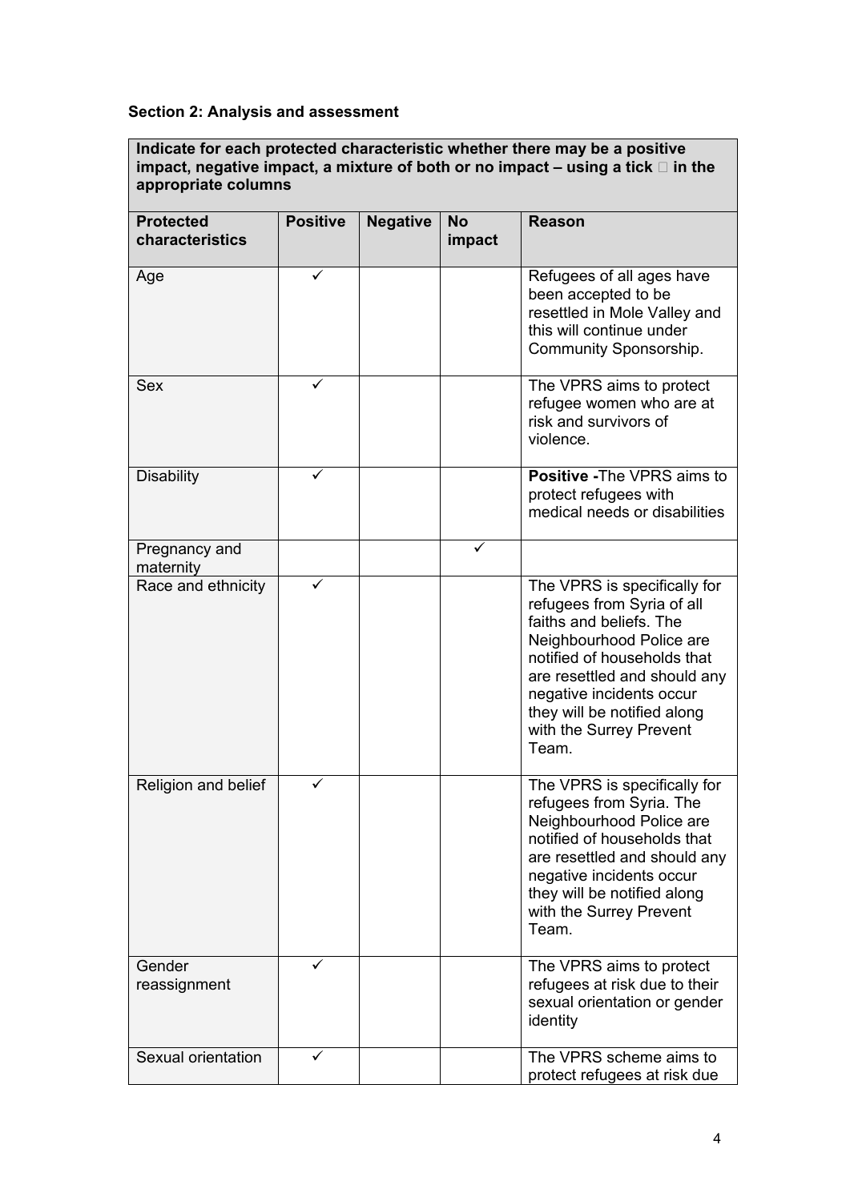**Section 2: Analysis and assessment**

| **Indicate for each protected characteristic whether there may be a positive impact, negative impact, a mixture of both or no impact – using a tick  in the appropriate columns** | | | | |
|---|---|---|---|---|
| **Protected characteristics** | **Positive** | **Negative** | **No impact** | **Reason** |
| Age | ✓ | | | Refugees of all ages have been accepted to be resettled in Mole Valley and this will continue under Community Sponsorship. |
| Sex | ✓ | | | The VPRS aims to protect refugee women who are at risk and survivors of violence. |
| Disability | ✓ | | | **Positive -**The VPRS aims to protect refugees with medical needs or disabilities |
| Pregnancy and maternity | | | ✓ | |
| Race and ethnicity | ✓ | | | The VPRS is specifically for refugees from Syria of all faiths and beliefs. The Neighbourhood Police are notified of households that are resettled and should any negative incidents occur they will be notified along with the Surrey Prevent Team. |
| Religion and belief | ✓ | | | The VPRS is specifically for refugees from Syria. The Neighbourhood Police are notified of households that are resettled and should any negative incidents occur they will be notified along with the Surrey Prevent Team. |
| Gender reassignment | ✓ | | | The VPRS aims to protect refugees at risk due to their sexual orientation or gender identity |
| Sexual orientation | ✓ | | | The VPRS scheme aims to protect refugees at risk due |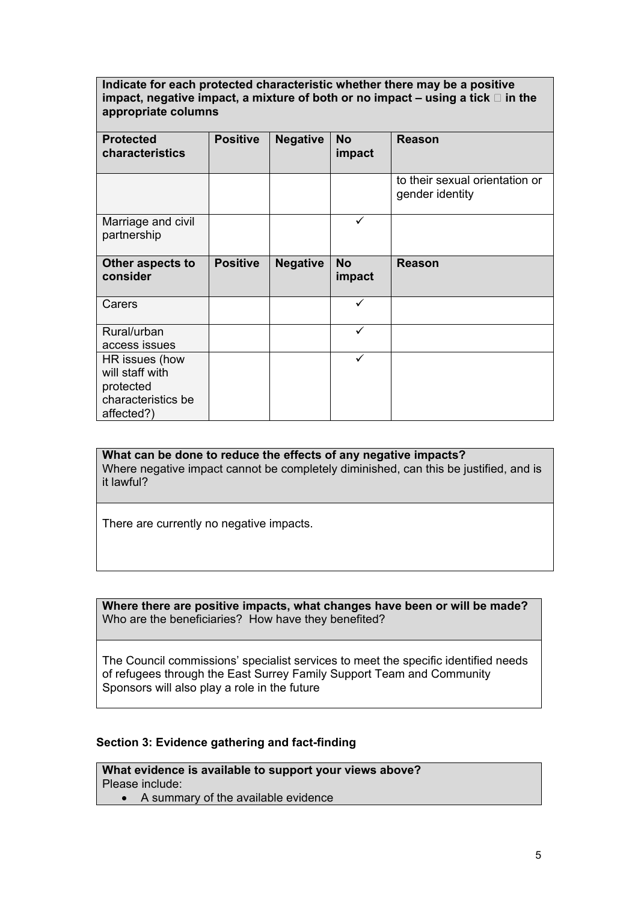| Indicate for each protected characteristic whether there may be a positive impact, negative impact, a mixture of both or no impact – using a tick  in the appropriate columns | | | | |
|---|---|---|---|---|
| **Protected characteristics** | **Positive** | **Negative** | **No impact** | **Reason** |
| | | | | to their sexual orientation or gender identity |
| Marriage and civil partnership | | | ✓ | |
| **Other aspects to consider** | **Positive** | **Negative** | **No impact** | **Reason** |
| Carers | | | ✓ | |
| Rural/urban access issues | | | ✓ | |
| HR issues (how will staff with protected characteristics be affected?) | | | ✓ | |

**What can be done to reduce the effects of any negative impacts?**
Where negative impact cannot be completely diminished, can this be justified, and is it lawful?

There are currently no negative impacts.

**Where there are positive impacts, what changes have been or will be made?**
Who are the beneficiaries? How have they benefited?

The Council commissions' specialist services to meet the specific identified needs of refugees through the East Surrey Family Support Team and Community Sponsors will also play a role in the future

### Section 3: Evidence gathering and fact-finding

**What evidence is available to support your views above?**
Please include:

- A summary of the available evidence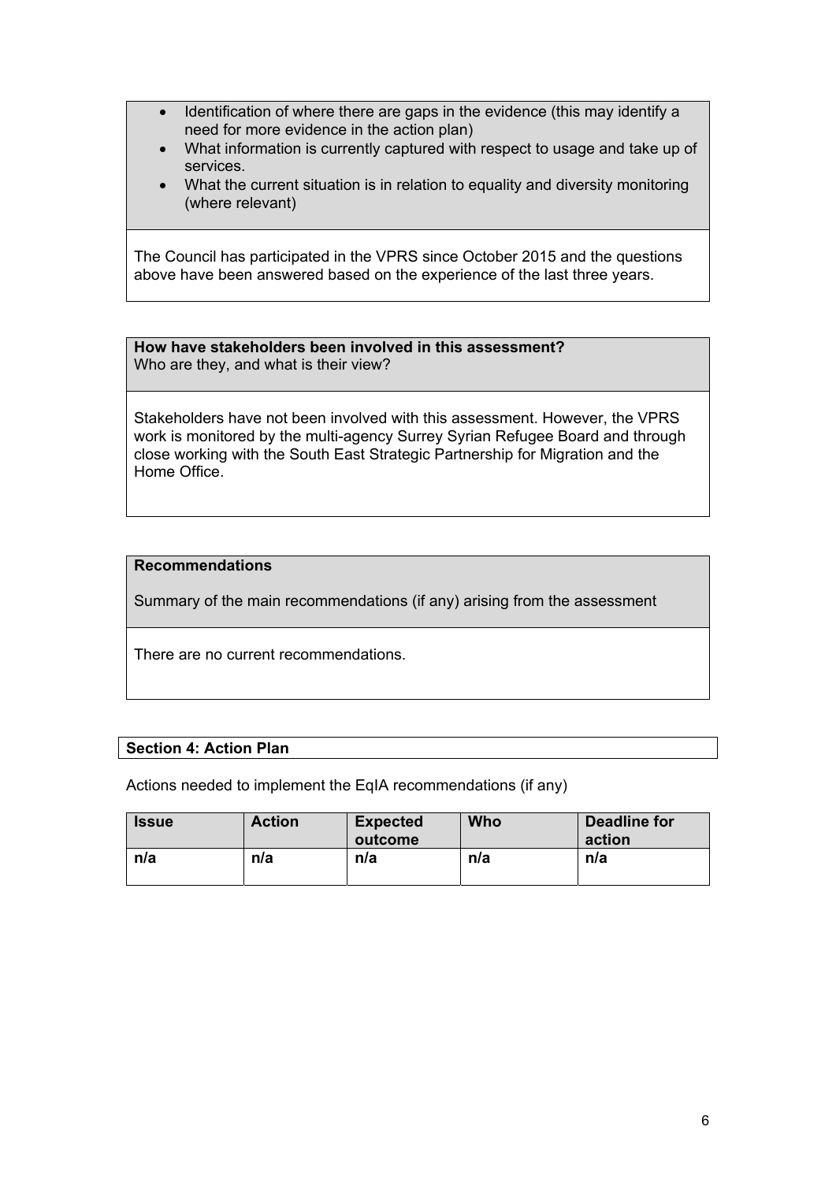- Identification of where there are gaps in the evidence (this may identify a need for more evidence in the action plan)
- What information is currently captured with respect to usage and take up of services.
- What the current situation is in relation to equality and diversity monitoring (where relevant)

The Council has participated in the VPRS since October 2015 and the questions above have been answered based on the experience of the last three years.

**How have stakeholders been involved in this assessment?**
Who are they, and what is their view?

Stakeholders have not been involved with this assessment. However, the VPRS work is monitored by the multi-agency Surrey Syrian Refugee Board and through close working with the South East Strategic Partnership for Migration and the Home Office.

**Recommendations**

Summary of the main recommendations (if any) arising from the assessment

There are no current recommendations.

**Section 4: Action Plan**

Actions needed to implement the EqIA recommendations (if any)

| **Issue** | **Action** | **Expected outcome** | **Who** | **Deadline for action** |
|---|---|---|---|---|
| **n/a** | **n/a** | **n/a** | **n/a** | **n/a** |